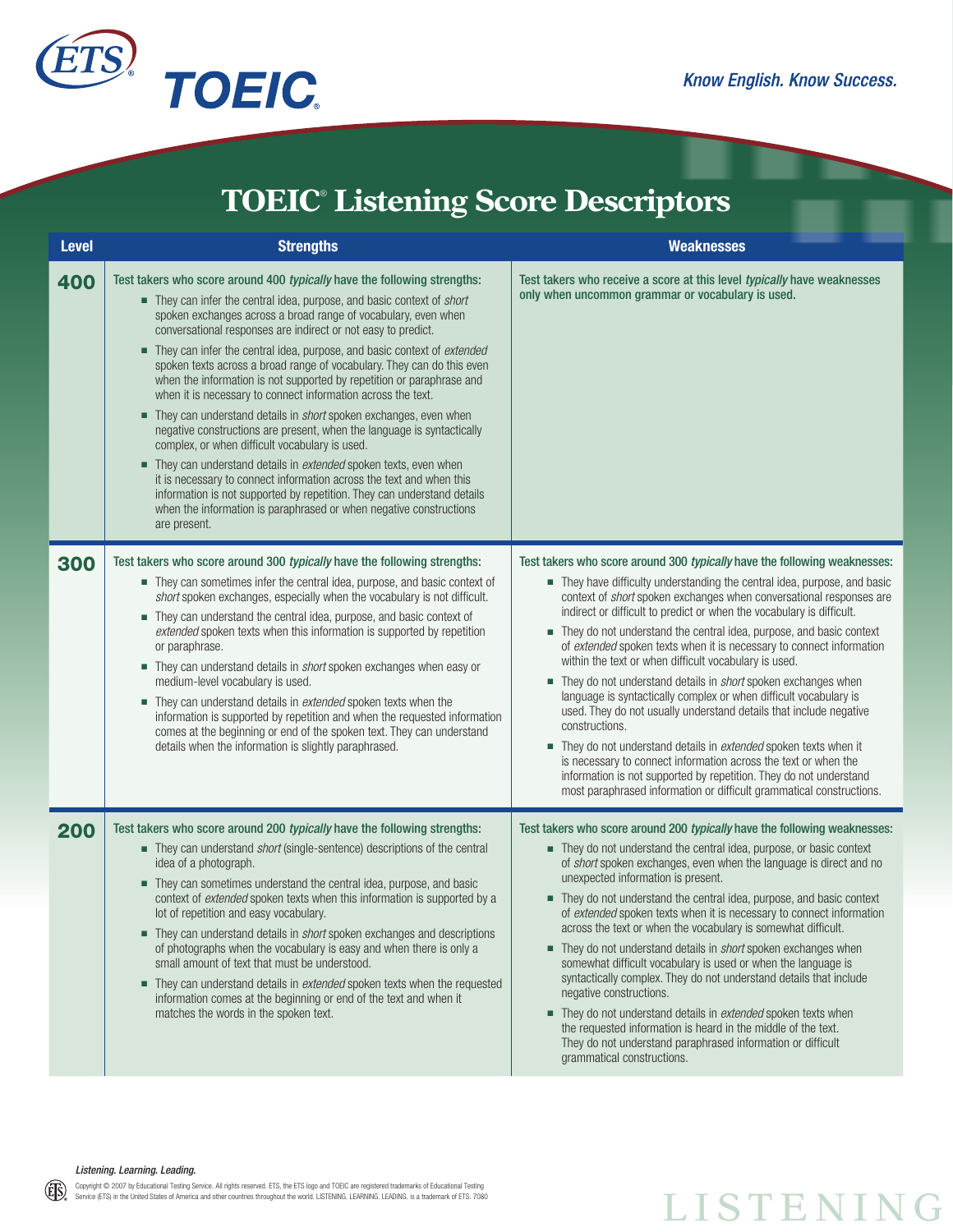ETS® TOEIC®

*Know English. Know Success.*

# TOEIC® Listening Score Descriptors

| Level | Strengths | Weaknesses |
|---|---|---|
| **400** | Test takers who score around 400 *typically* have the following strengths:<br>■ They can infer the central idea, purpose, and basic context of *short* spoken exchanges across a broad range of vocabulary, even when conversational responses are indirect or not easy to predict.<br>■ They can infer the central idea, purpose, and basic context of *extended* spoken texts across a broad range of vocabulary. They can do this even when the information is not supported by repetition or paraphrase and when it is necessary to connect information across the text.<br>■ They can understand details in *short* spoken exchanges, even when negative constructions are present, when the language is syntactically complex, or when difficult vocabulary is used.<br>■ They can understand details in *extended* spoken texts, even when it is necessary to connect information across the text and when this information is not supported by repetition. They can understand details when the information is paraphrased or when negative constructions are present. | Test takers who receive a score at this level *typically* have weaknesses only when uncommon grammar or vocabulary is used. |
| **300** | Test takers who score around 300 *typically* have the following strengths:<br>■ They can sometimes infer the central idea, purpose, and basic context of *short* spoken exchanges, especially when the vocabulary is not difficult.<br>■ They can understand the central idea, purpose, and basic context of *extended* spoken texts when this information is supported by repetition or paraphrase.<br>■ They can understand details in *short* spoken exchanges when easy or medium-level vocabulary is used.<br>■ They can understand details in *extended* spoken texts when the information is supported by repetition and when the requested information comes at the beginning or end of the spoken text. They can understand details when the information is slightly paraphrased. | Test takers who score around 300 *typically* have the following weaknesses:<br>■ They have difficulty understanding the central idea, purpose, and basic context of *short* spoken exchanges when conversational responses are indirect or difficult to predict or when the vocabulary is difficult.<br>■ They do not understand the central idea, purpose, and basic context of *extended* spoken texts when it is necessary to connect information within the text or when difficult vocabulary is used.<br>■ They do not understand details in *short* spoken exchanges when language is syntactically complex or when difficult vocabulary is used. They do not usually understand details that include negative constructions.<br>■ They do not understand details in *extended* spoken texts when it is necessary to connect information across the text or when the information is not supported by repetition. They do not understand most paraphrased information or difficult grammatical constructions. |
| **200** | Test takers who score around 200 *typically* have the following strengths:<br>■ They can understand *short* (single-sentence) descriptions of the central idea of a photograph.<br>■ They can sometimes understand the central idea, purpose, and basic context of *extended* spoken texts when this information is supported by a lot of repetition and easy vocabulary.<br>■ They can understand details in *short* spoken exchanges and descriptions of photographs when the vocabulary is easy and when there is only a small amount of text that must be understood.<br>■ They can understand details in *extended* spoken texts when the requested information comes at the beginning or end of the text and when it matches the words in the spoken text. | Test takers who score around 200 *typically* have the following weaknesses:<br>■ They do not understand the central idea, purpose, or basic context of *short* spoken exchanges, even when the language is direct and no unexpected information is present.<br>■ They do not understand the central idea, purpose, and basic context of *extended* spoken texts when it is necessary to connect information across the text or when the vocabulary is somewhat difficult.<br>■ They do not understand details in *short* spoken exchanges when somewhat difficult vocabulary is used or when the language is syntactically complex. They do not understand details that include negative constructions.<br>■ They do not understand details in *extended* spoken texts when the requested information is heard in the middle of the text. They do not understand paraphrased information or difficult grammatical constructions. |

*Listening. Learning. Leading.*

Copyright © 2007 by Educational Testing Service. All rights reserved. ETS, the ETS logo and TOEIC are registered trademarks of Educational Testing Service (ETS) in the United States of America and other countries throughout the world. LISTENING. LEARNING. LEADING. is a trademark of ETS. 7080

LISTENING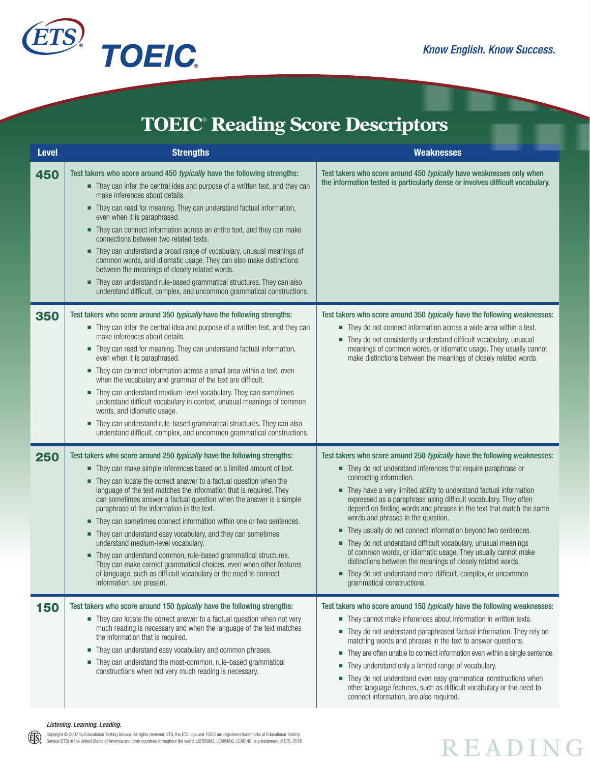# TOEIC® Reading Score Descriptors

| Level | Strengths | Weaknesses |
|---|---|---|
| **450** | Test takers who score around 450 *typically* have the following strengths:<br>▪ They can infer the central idea and purpose of a written text, and they can make inferences about details.<br>▪ They can read for meaning. They can understand factual information, even when it is paraphrased.<br>▪ They can connect information across an entire text, and they can make connections between two related texts.<br>▪ They can understand a broad range of vocabulary, unusual meanings of common words, and idiomatic usage. They can also make distinctions between the meanings of closely related words.<br>▪ They can understand rule-based grammatical structures. They can also understand difficult, complex, and uncommon grammatical constructions. | Test takers who score around 450 *typically* have weaknesses only when the information tested is particularly dense or involves difficult vocabulary. |
| **350** | Test takers who score around 350 *typically* have the following strengths:<br>▪ They can infer the central idea and purpose of a written text, and they can make inferences about details.<br>▪ They can read for meaning. They can understand factual information, even when it is paraphrased.<br>▪ They can connect information across a small area within a text, even when the vocabulary and grammar of the text are difficult.<br>▪ They can understand medium-level vocabulary. They can sometimes understand difficult vocabulary in context, unusual meanings of common words, and idiomatic usage.<br>▪ They can understand rule-based grammatical structures. They can also understand difficult, complex, and uncommon grammatical constructions. | Test takers who score around 350 *typically* have the following weaknesses:<br>▪ They do not connect information across a wide area within a text.<br>▪ They do not consistently understand difficult vocabulary, unusual meanings of common words, or idiomatic usage. They usually cannot make distinctions between the meanings of closely related words. |
| **250** | Test takers who score around 250 *typically* have the following strengths:<br>▪ They can make simple inferences based on a limited amount of text.<br>▪ They can locate the correct answer to a factual question when the language of the text matches the information that is required. They can sometimes answer a factual question when the answer is a simple paraphrase of the information in the text.<br>▪ They can sometimes connect information within one or two sentences.<br>▪ They can understand easy vocabulary, and they can sometimes understand medium-level vocabulary.<br>▪ They can understand common, rule-based grammatical structures. They can make correct grammatical choices, even when other features of language, such as difficult vocabulary or the need to connect information, are present. | Test takers who score around 250 *typically* have the following weaknesses:<br>▪ They do not understand inferences that require paraphrase or connecting information.<br>▪ They have a very limited ability to understand factual information expressed as a paraphrase using difficult vocabulary. They often depend on finding words and phrases in the text that match the same words and phrases in the question.<br>▪ They usually do not connect information beyond two sentences.<br>▪ They do not understand difficult vocabulary, unusual meanings of common words, or idiomatic usage. They usually cannot make distinctions between the meanings of closely related words.<br>▪ They do not understand more-difficult, complex, or uncommon grammatical constructions. |
| **150** | Test takers who score around 150 *typically* have the following strengths:<br>▪ They can locate the correct answer to a factual question when not very much reading is necessary and when the language of the text matches the information that is required.<br>▪ They can understand easy vocabulary and common phrases.<br>▪ They can understand the most-common, rule-based grammatical constructions when not very much reading is necessary. | Test takers who score around 150 *typically* have the following weaknesses:<br>▪ They cannot make inferences about information in written texts.<br>▪ They do not understand paraphrased factual information. They rely on matching words and phrases in the text to answer questions.<br>▪ They are often unable to connect information even within a single sentence.<br>▪ They understand only a limited range of vocabulary.<br>▪ They do not understand even easy grammatical constructions when other language features, such as difficult vocabulary or the need to connect information, are also required. |

*Listening. Learning. Leading.*

Copyright © 2007 by Educational Testing Service. All rights reserved. ETS, the ETS logo and TOEIC are registered trademarks of Educational Testing Service (ETS) in the United States of America and other countries throughout the world. LISTENING. LEARNING. LEADING. is a trademark of ETS. 7076

READING